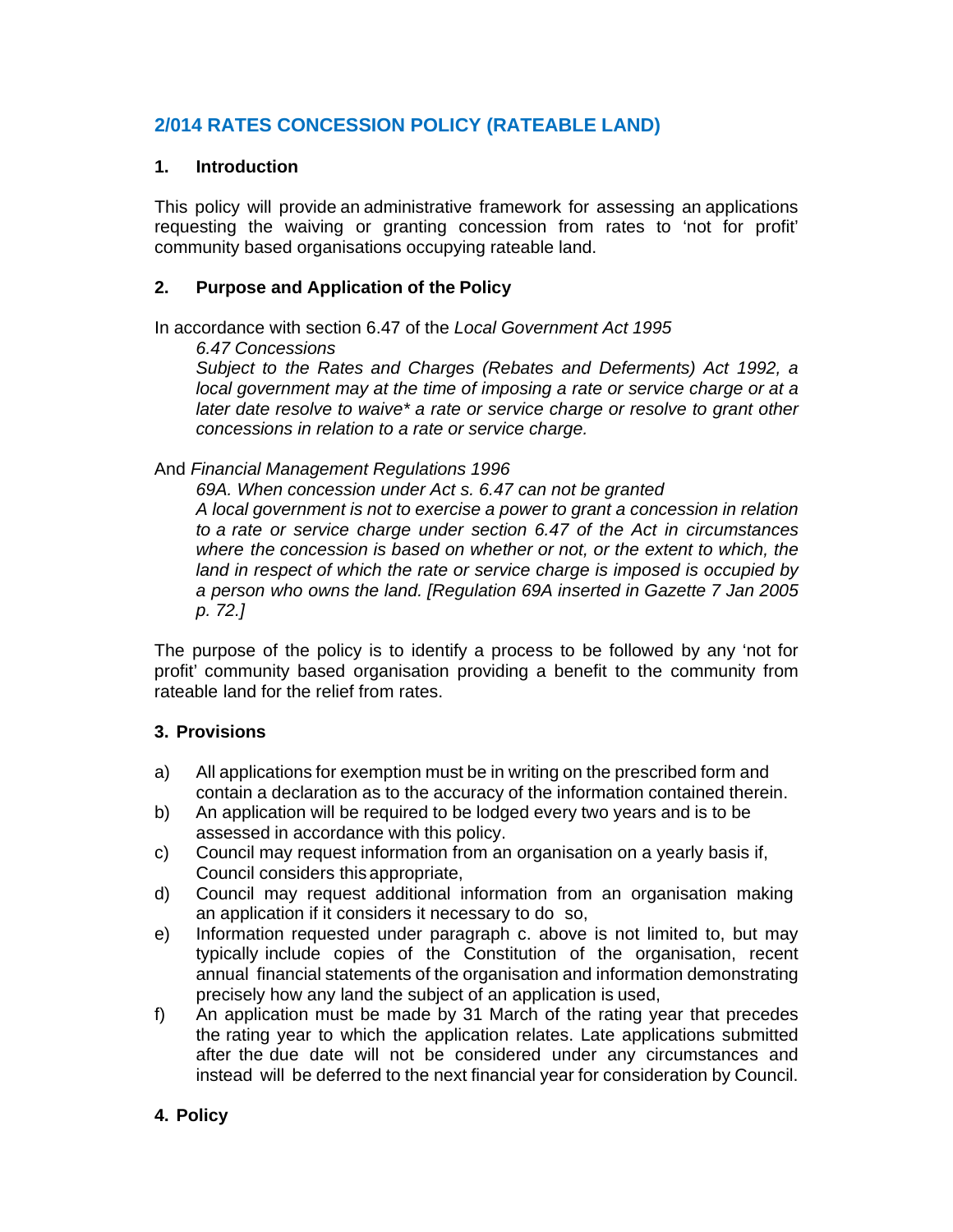## 2/014 RATES CONCESSION POLICY (RATEABLE LAND)

### 1. Introduction

This policy will provide an administrative framework for assessing an applications requesting the waiving or granting concession from rates to 'not for profit' community based organisations occupying rateable land.

### 2. Purpose and Application of the Policy

In accordance with section 6.47 of the *Local Government Act 1995*

> *6.47 Concessions*
>
> *Subject to the Rates and Charges (Rebates and Deferments) Act 1992, a local government may at the time of imposing a rate or service charge or at a later date resolve to waive* a rate or service charge or resolve to grant other concessions in relation to a rate or service charge.*

And *Financial Management Regulations 1996*

> *69A. When concession under Act s. 6.47 can not be granted*
>
> *A local government is not to exercise a power to grant a concession in relation to a rate or service charge under section 6.47 of the Act in circumstances where the concession is based on whether or not, or the extent to which, the land in respect of which the rate or service charge is imposed is occupied by a person who owns the land. [Regulation 69A inserted in Gazette 7 Jan 2005 p. 72.]*

The purpose of the policy is to identify a process to be followed by any 'not for profit' community based organisation providing a benefit to the community from rateable land for the relief from rates.

### 3. Provisions

a) All applications for exemption must be in writing on the prescribed form and contain a declaration as to the accuracy of the information contained therein.

b) An application will be required to be lodged every two years and is to be assessed in accordance with this policy.

c) Council may request information from an organisation on a yearly basis if, Council considers this appropriate,

d) Council may request additional information from an organisation making an application if it considers it necessary to do so,

e) Information requested under paragraph c. above is not limited to, but may typically include copies of the Constitution of the organisation, recent annual financial statements of the organisation and information demonstrating precisely how any land the subject of an application is used,

f) An application must be made by 31 March of the rating year that precedes the rating year to which the application relates. Late applications submitted after the due date will not be considered under any circumstances and instead will be deferred to the next financial year for consideration by Council.

### 4. Policy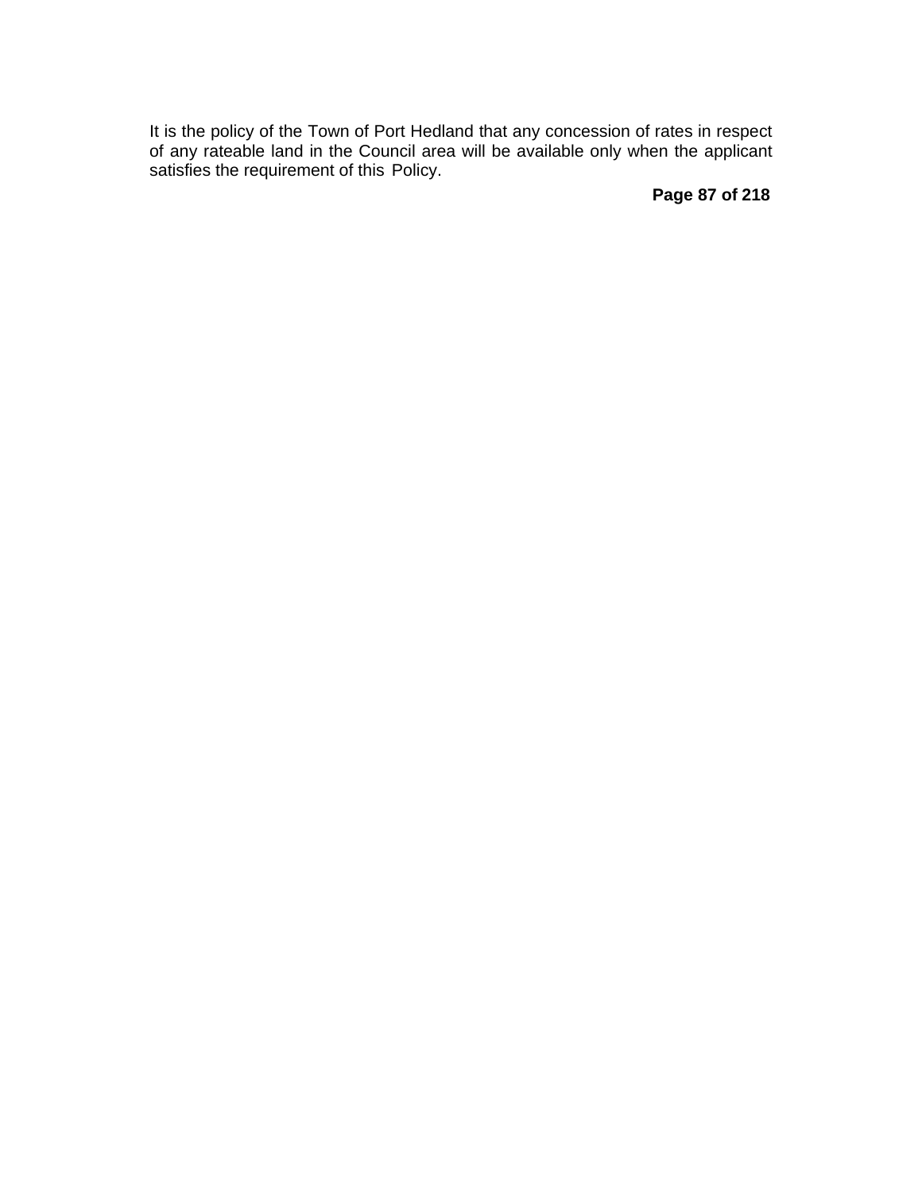It is the policy of the Town of Port Hedland that any concession of rates in respect of any rateable land in the Council area will be available only when the applicant satisfies the requirement of this Policy.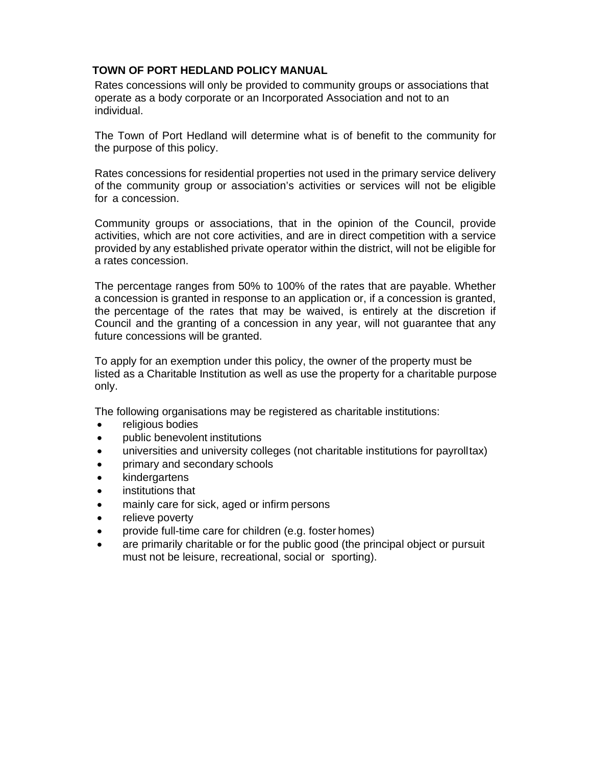Rates concessions will only be provided to community groups or associations that operate as a body corporate or an Incorporated Association and not to an individual.

The Town of Port Hedland will determine what is of benefit to the community for the purpose of this policy.

Rates concessions for residential properties not used in the primary service delivery of the community group or association's activities or services will not be eligible for a concession.

Community groups or associations, that in the opinion of the Council, provide activities, which are not core activities, and are in direct competition with a service provided by any established private operator within the district, will not be eligible for a rates concession.

The percentage ranges from 50% to 100% of the rates that are payable. Whether a concession is granted in response to an application or, if a concession is granted, the percentage of the rates that may be waived, is entirely at the discretion if Council and the granting of a concession in any year, will not guarantee that any future concessions will be granted.

To apply for an exemption under this policy, the owner of the property must be listed as a Charitable Institution as well as use the property for a charitable purpose only.

The following organisations may be registered as charitable institutions:

- religious bodies
- public benevolent institutions
- universities and university colleges (not charitable institutions for payroll tax)
- primary and secondary schools
- kindergartens
- institutions that
- mainly care for sick, aged or infirm persons
- relieve poverty
- provide full-time care for children (e.g. foster homes)
- are primarily charitable or for the public good (the principal object or pursuit must not be leisure, recreational, social or sporting).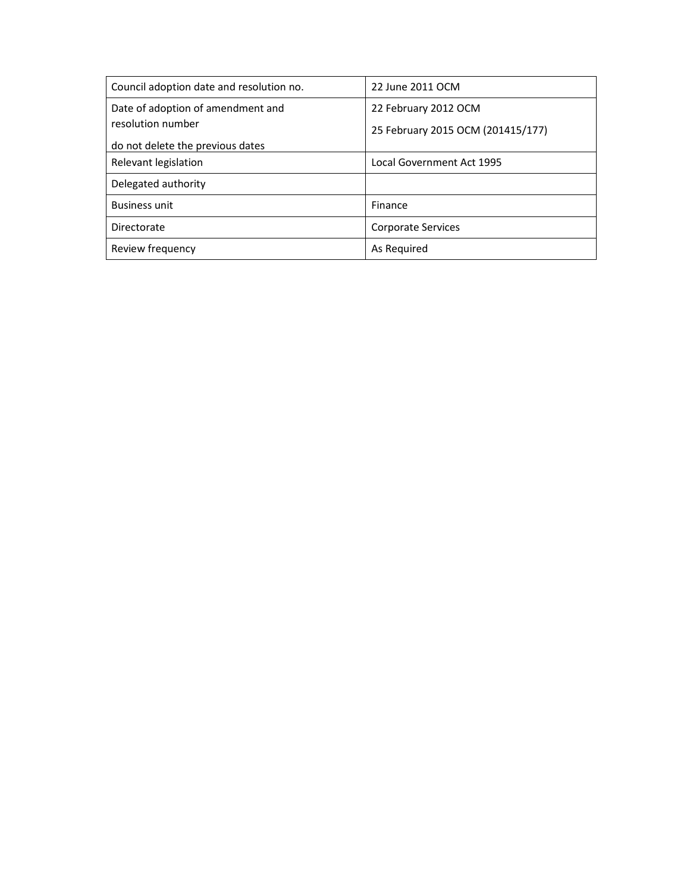| | |
|---|---|
| Council adoption date and resolution no. | 22 June 2011 OCM |
| Date of adoption of amendment and resolution number<br><br>do not delete the previous dates | 22 February 2012 OCM<br><br>25 February 2015 OCM (201415/177) |
| Relevant legislation | Local Government Act 1995 |
| Delegated authority | |
| Business unit | Finance |
| Directorate | Corporate Services |
| Review frequency | As Required |